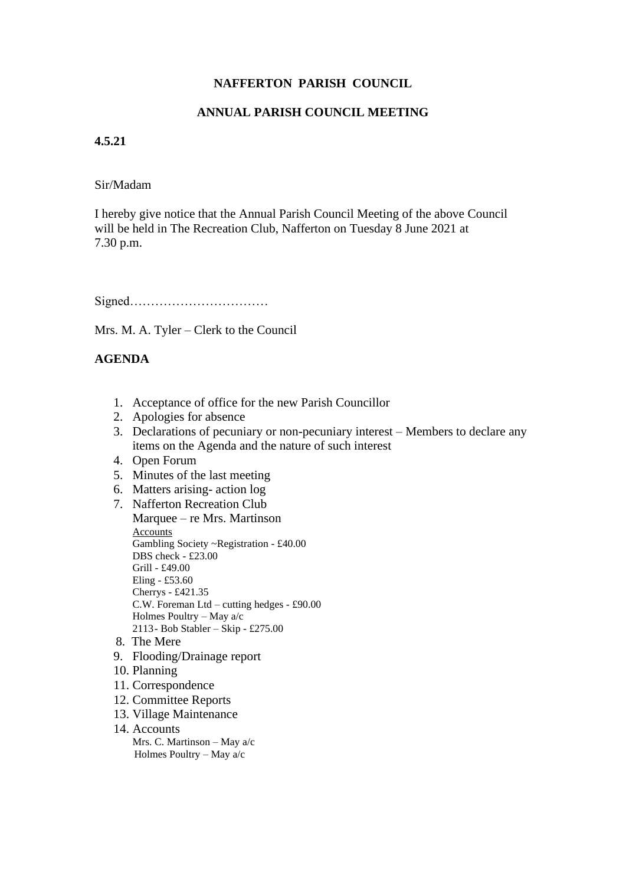**NAFFERTON PARISH COUNCIL**

**ANNUAL PARISH COUNCIL MEETING**

**4.5.21**

Sir/Madam

I hereby give notice that the Annual Parish Council Meeting of the above Council will be held in The Recreation Club, Nafferton on Tuesday 8 June 2021 at 7.30 p.m.

Signed……………………………

Mrs. M. A. Tyler – Clerk to the Council

**AGENDA**

1. Acceptance of office for the new Parish Councillor
2. Apologies for absence
3. Declarations of pecuniary or non-pecuniary interest – Members to declare any items on the Agenda and the nature of such interest
4. Open Forum
5. Minutes of the last meeting
6. Matters arising- action log
7. Nafferton Recreation Club
   Marquee – re Mrs. Martinson
   Accounts
   Gambling Society ~Registration - £40.00
   DBS check - £23.00
   Grill - £49.00
   Eling - £53.60
   Cherrys - £421.35
   C.W. Foreman Ltd – cutting hedges - £90.00
   Holmes Poultry – May a/c
   2113- Bob Stabler – Skip - £275.00
8. The Mere
9. Flooding/Drainage report
10. Planning
11. Correspondence
12. Committee Reports
13. Village Maintenance
14. Accounts
    Mrs. C. Martinson – May a/c
    Holmes Poultry – May a/c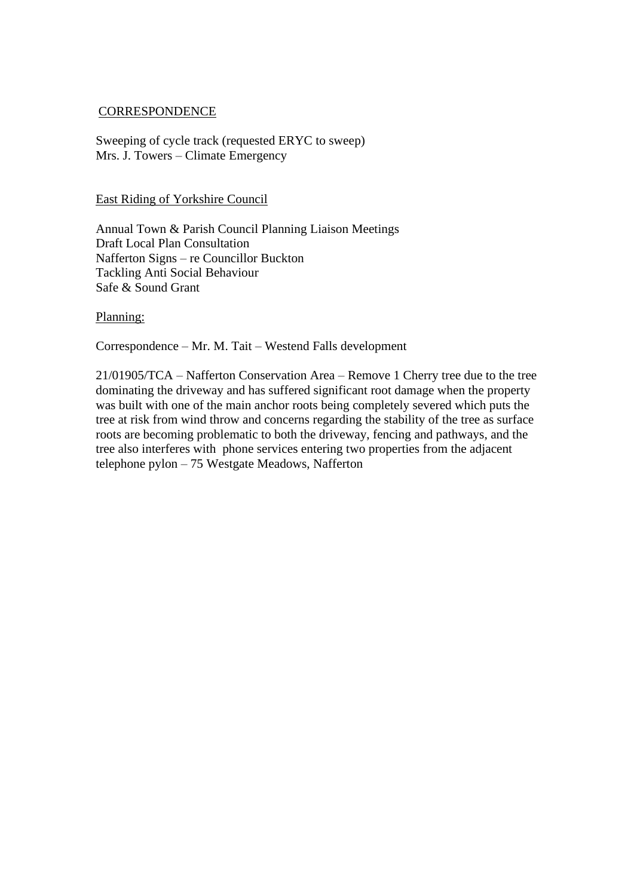CORRESPONDENCE

Sweeping of cycle track (requested ERYC to sweep)
Mrs. J. Towers – Climate Emergency

East Riding of Yorkshire Council

Annual Town & Parish Council Planning Liaison Meetings
Draft Local Plan Consultation
Nafferton Signs – re Councillor Buckton
Tackling Anti Social Behaviour
Safe & Sound Grant

Planning:

Correspondence – Mr. M. Tait – Westend Falls development

21/01905/TCA – Nafferton Conservation Area – Remove 1 Cherry tree due to the tree dominating the driveway and has suffered significant root damage when the property was built with one of the main anchor roots being completely severed which puts the tree at risk from wind throw and concerns regarding the stability of the tree as surface roots are becoming problematic to both the driveway, fencing and pathways, and the tree also interferes with phone services entering two properties from the adjacent telephone pylon – 75 Westgate Meadows, Nafferton